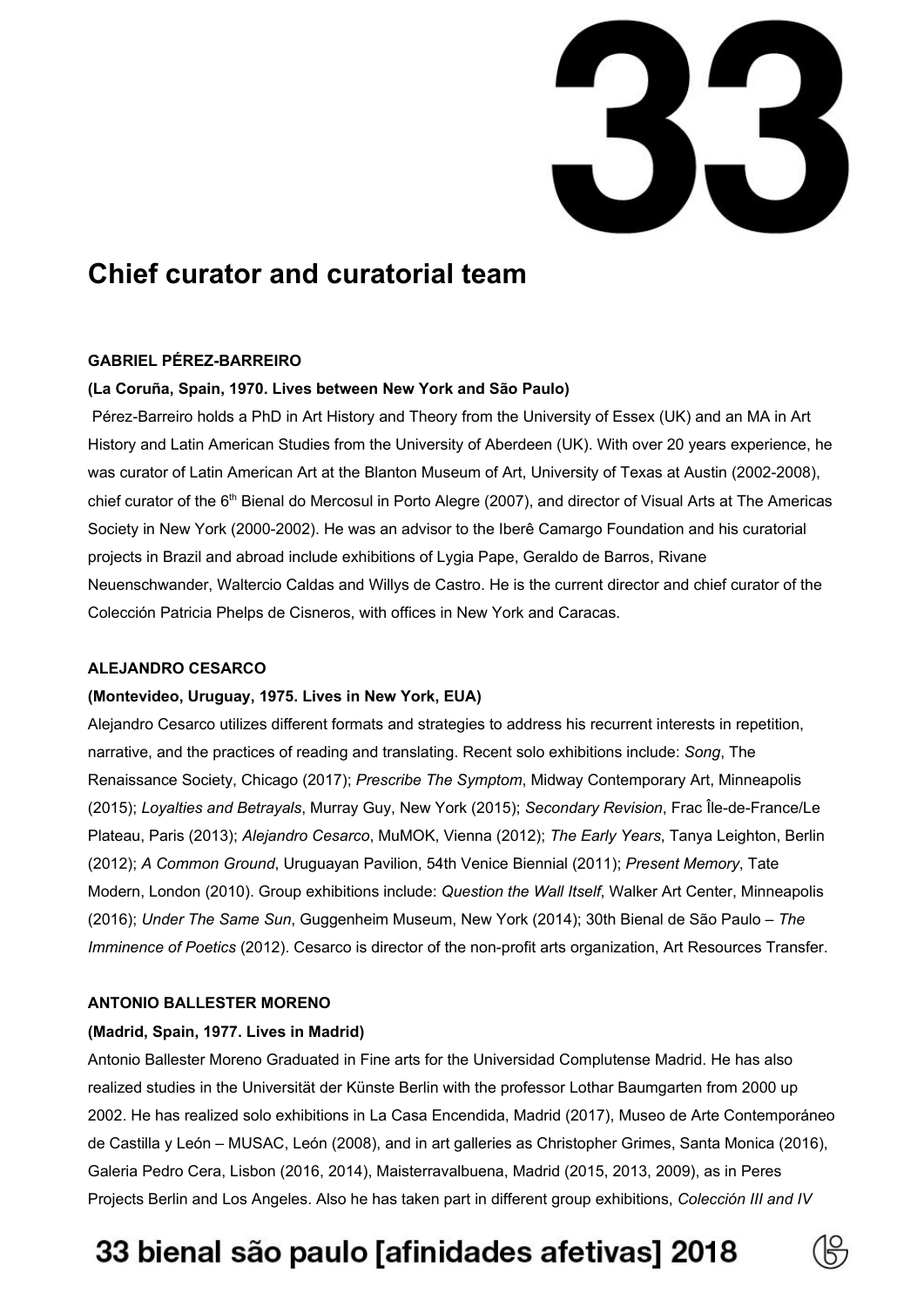# Chief curator and curatorial team

**GABRIEL PÉREZ-BARREIRO**

**(La Coruña, Spain, 1970. Lives between New York and São Paulo)**

Pérez-Barreiro holds a PhD in Art History and Theory from the University of Essex (UK) and an MA in Art History and Latin American Studies from the University of Aberdeen (UK). With over 20 years experience, he was curator of Latin American Art at the Blanton Museum of Art, University of Texas at Austin (2002-2008), chief curator of the 6th Bienal do Mercosul in Porto Alegre (2007), and director of Visual Arts at The Americas Society in New York (2000-2002). He was an advisor to the Iberê Camargo Foundation and his curatorial projects in Brazil and abroad include exhibitions of Lygia Pape, Geraldo de Barros, Rivane Neuenschwander, Waltercio Caldas and Willys de Castro. He is the current director and chief curator of the Colección Patricia Phelps de Cisneros, with offices in New York and Caracas.

**ALEJANDRO CESARCO**

**(Montevideo, Uruguay, 1975. Lives in New York, EUA)**

Alejandro Cesarco utilizes different formats and strategies to address his recurrent interests in repetition, narrative, and the practices of reading and translating. Recent solo exhibitions include: *Song*, The Renaissance Society, Chicago (2017); *Prescribe The Symptom*, Midway Contemporary Art, Minneapolis (2015); *Loyalties and Betrayals*, Murray Guy, New York (2015); *Secondary Revision*, Frac Île-de-France/Le Plateau, Paris (2013); *Alejandro Cesarco*, MuMOK, Vienna (2012); *The Early Years*, Tanya Leighton, Berlin (2012); *A Common Ground*, Uruguayan Pavilion, 54th Venice Biennial (2011); *Present Memory*, Tate Modern, London (2010). Group exhibitions include: *Question the Wall Itself*, Walker Art Center, Minneapolis (2016); *Under The Same Sun*, Guggenheim Museum, New York (2014); 30th Bienal de São Paulo – *The Imminence of Poetics* (2012). Cesarco is director of the non-profit arts organization, Art Resources Transfer.

**ANTONIO BALLESTER MORENO**

**(Madrid, Spain, 1977. Lives in Madrid)**

Antonio Ballester Moreno Graduated in Fine arts for the Universidad Complutense Madrid. He has also realized studies in the Universität der Künste Berlin with the professor Lothar Baumgarten from 2000 up 2002. He has realized solo exhibitions in La Casa Encendida, Madrid (2017), Museo de Arte Contemporáneo de Castilla y León – MUSAC, León (2008), and in art galleries as Christopher Grimes, Santa Monica (2016), Galeria Pedro Cera, Lisbon (2016, 2014), Maisterravalbuena, Madrid (2015, 2013, 2009), as in Peres Projects Berlin and Los Angeles. Also he has taken part in different group exhibitions, *Colección III and IV*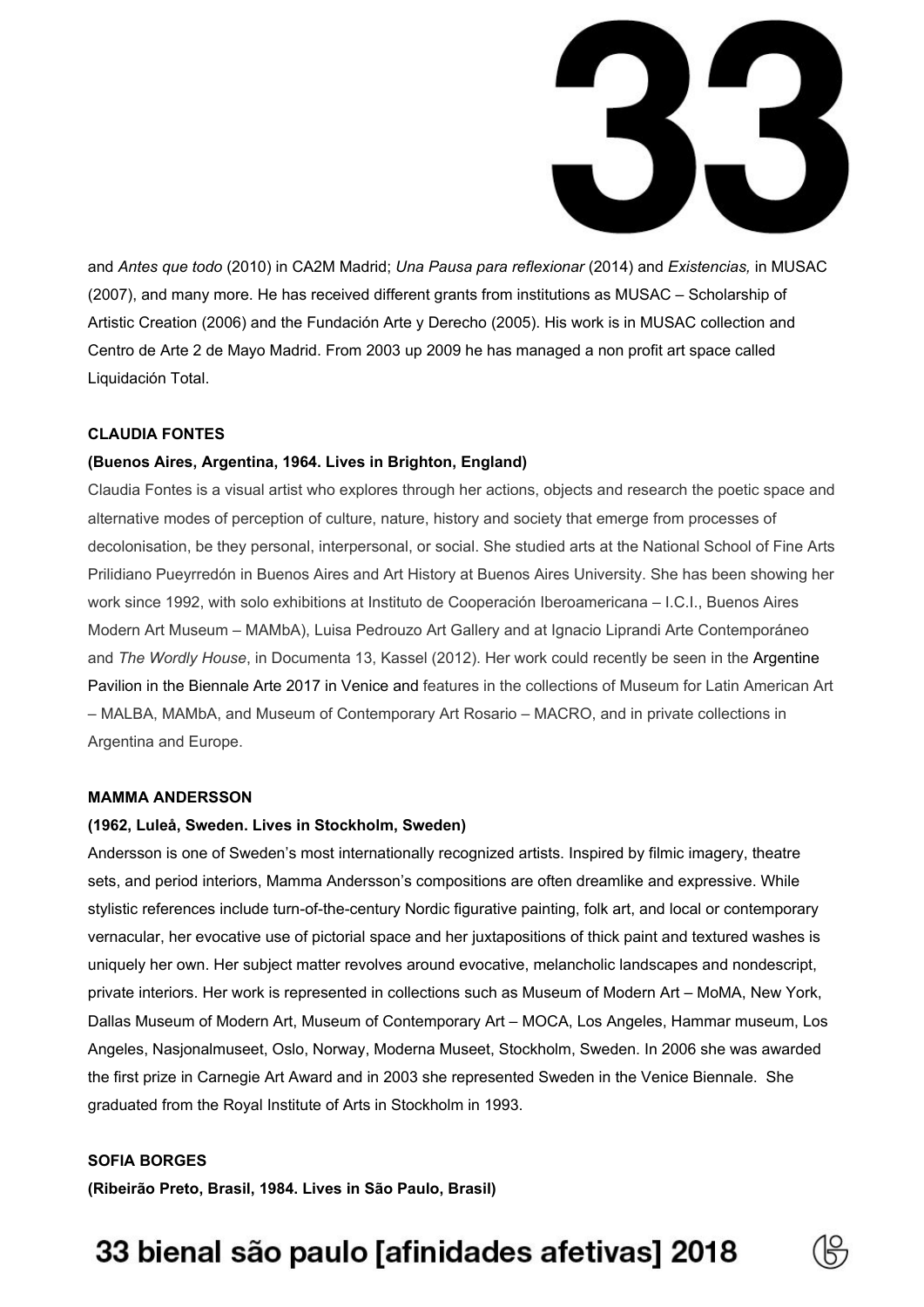and *Antes que todo* (2010) in CA2M Madrid; *Una Pausa para reflexionar* (2014) and *Existencias,* in MUSAC (2007), and many more. He has received different grants from institutions as MUSAC – Scholarship of Artistic Creation (2006) and the Fundación Arte y Derecho (2005). His work is in MUSAC collection and Centro de Arte 2 de Mayo Madrid. From 2003 up 2009 he has managed a non profit art space called Liquidación Total.

**CLAUDIA FONTES**

**(Buenos Aires, Argentina, 1964. Lives in Brighton, England)**

Claudia Fontes is a visual artist who explores through her actions, objects and research the poetic space and alternative modes of perception of culture, nature, history and society that emerge from processes of decolonisation, be they personal, interpersonal, or social. She studied arts at the National School of Fine Arts Prilidiano Pueyrredón in Buenos Aires and Art History at Buenos Aires University. She has been showing her work since 1992, with solo exhibitions at Instituto de Cooperación Iberoamericana – I.C.I., Buenos Aires Modern Art Museum – MAMbA), Luisa Pedrouzo Art Gallery and at Ignacio Liprandi Arte Contemporáneo and *The Wordly House*, in Documenta 13, Kassel (2012). Her work could recently be seen in the Argentine Pavilion in the Biennale Arte 2017 in Venice and features in the collections of Museum for Latin American Art – MALBA, MAMbA, and Museum of Contemporary Art Rosario – MACRO, and in private collections in Argentina and Europe.

**MAMMA ANDERSSON**

**(1962, Luleå, Sweden. Lives in Stockholm, Sweden)**

Andersson is one of Sweden's most internationally recognized artists. Inspired by filmic imagery, theatre sets, and period interiors, Mamma Andersson's compositions are often dreamlike and expressive. While stylistic references include turn-of-the-century Nordic figurative painting, folk art, and local or contemporary vernacular, her evocative use of pictorial space and her juxtapositions of thick paint and textured washes is uniquely her own. Her subject matter revolves around evocative, melancholic landscapes and nondescript, private interiors. Her work is represented in collections such as Museum of Modern Art – MoMA, New York, Dallas Museum of Modern Art, Museum of Contemporary Art – MOCA, Los Angeles, Hammar museum, Los Angeles, Nasjonalmuseet, Oslo, Norway, Moderna Museet, Stockholm, Sweden. In 2006 she was awarded the first prize in Carnegie Art Award and in 2003 she represented Sweden in the Venice Biennale. She graduated from the Royal Institute of Arts in Stockholm in 1993.

**SOFIA BORGES**

**(Ribeirão Preto, Brasil, 1984. Lives in São Paulo, Brasil)**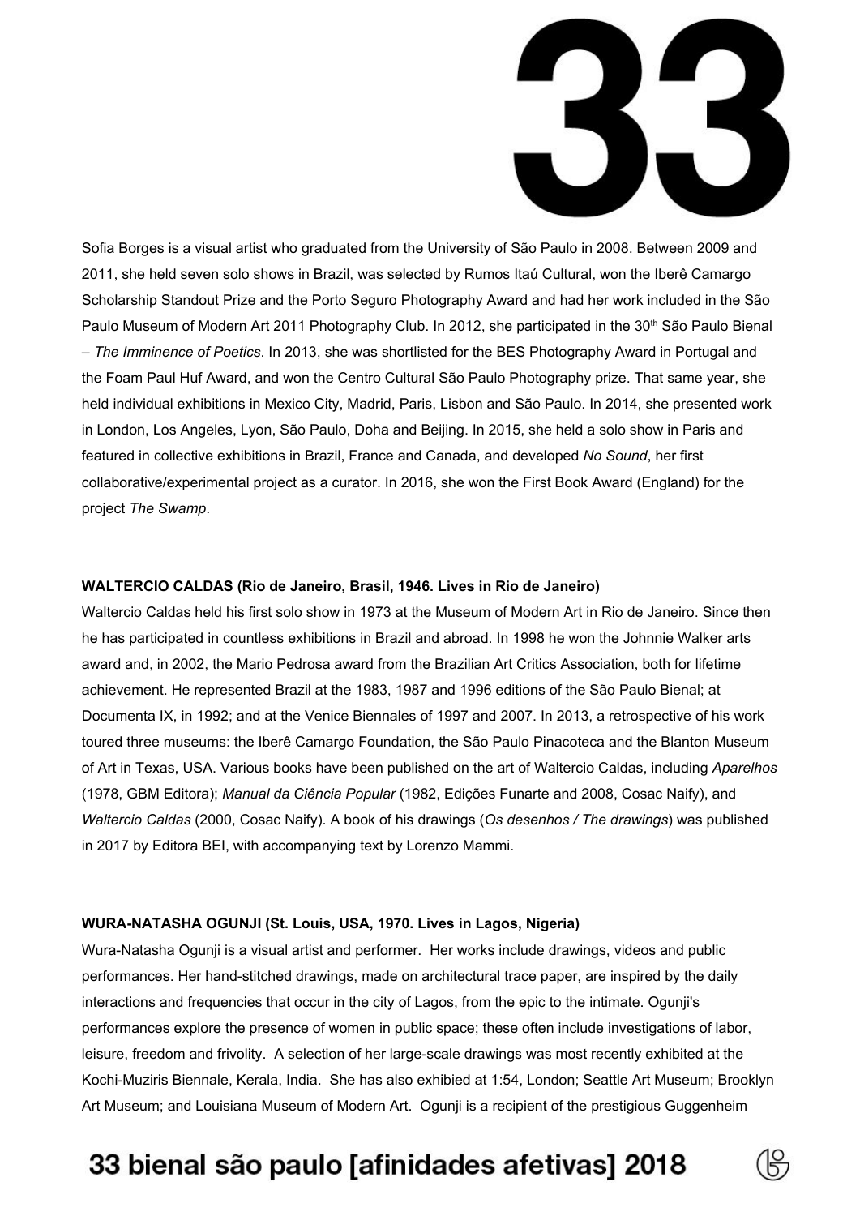Sofia Borges is a visual artist who graduated from the University of São Paulo in 2008. Between 2009 and 2011, she held seven solo shows in Brazil, was selected by Rumos Itaú Cultural, won the Iberê Camargo Scholarship Standout Prize and the Porto Seguro Photography Award and had her work included in the São Paulo Museum of Modern Art 2011 Photography Club. In 2012, she participated in the 30th São Paulo Bienal – *The Imminence of Poetics*. In 2013, she was shortlisted for the BES Photography Award in Portugal and the Foam Paul Huf Award, and won the Centro Cultural São Paulo Photography prize. That same year, she held individual exhibitions in Mexico City, Madrid, Paris, Lisbon and São Paulo. In 2014, she presented work in London, Los Angeles, Lyon, São Paulo, Doha and Beijing. In 2015, she held a solo show in Paris and featured in collective exhibitions in Brazil, France and Canada, and developed *No Sound*, her first collaborative/experimental project as a curator. In 2016, she won the First Book Award (England) for the project *The Swamp*.

**WALTERCIO CALDAS (Rio de Janeiro, Brasil, 1946. Lives in Rio de Janeiro)**

Waltercio Caldas held his first solo show in 1973 at the Museum of Modern Art in Rio de Janeiro. Since then he has participated in countless exhibitions in Brazil and abroad. In 1998 he won the Johnnie Walker arts award and, in 2002, the Mario Pedrosa award from the Brazilian Art Critics Association, both for lifetime achievement. He represented Brazil at the 1983, 1987 and 1996 editions of the São Paulo Bienal; at Documenta IX, in 1992; and at the Venice Biennales of 1997 and 2007. In 2013, a retrospective of his work toured three museums: the Iberê Camargo Foundation, the São Paulo Pinacoteca and the Blanton Museum of Art in Texas, USA. Various books have been published on the art of Waltercio Caldas, including *Aparelhos* (1978, GBM Editora); *Manual da Ciência Popular* (1982, Edições Funarte and 2008, Cosac Naify), and *Waltercio Caldas* (2000, Cosac Naify). A book of his drawings (*Os desenhos / The drawings*) was published in 2017 by Editora BEI, with accompanying text by Lorenzo Mammi.

**WURA-NATASHA OGUNJI (St. Louis, USA, 1970. Lives in Lagos, Nigeria)**

Wura-Natasha Ogunji is a visual artist and performer. Her works include drawings, videos and public performances. Her hand-stitched drawings, made on architectural trace paper, are inspired by the daily interactions and frequencies that occur in the city of Lagos, from the epic to the intimate. Ogunji's performances explore the presence of women in public space; these often include investigations of labor, leisure, freedom and frivolity. A selection of her large-scale drawings was most recently exhibited at the Kochi-Muziris Biennale, Kerala, India. She has also exhibied at 1:54, London; Seattle Art Museum; Brooklyn Art Museum; and Louisiana Museum of Modern Art. Ogunji is a recipient of the prestigious Guggenheim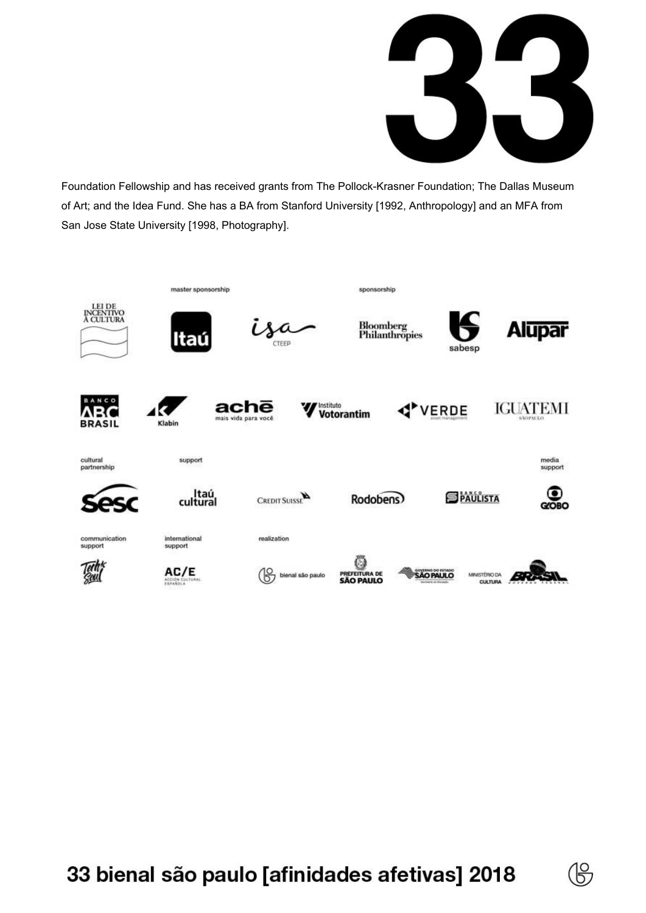Foundation Fellowship and has received grants from The Pollock-Krasner Foundation; The Dallas Museum of Art; and the Idea Fund. She has a BA from Stanford University [1992, Anthropology] and an MFA from San Jose State University [1998, Photography].

master sponsorship

sponsorship

cultural partnership

support

media support

communication support

international support

realization